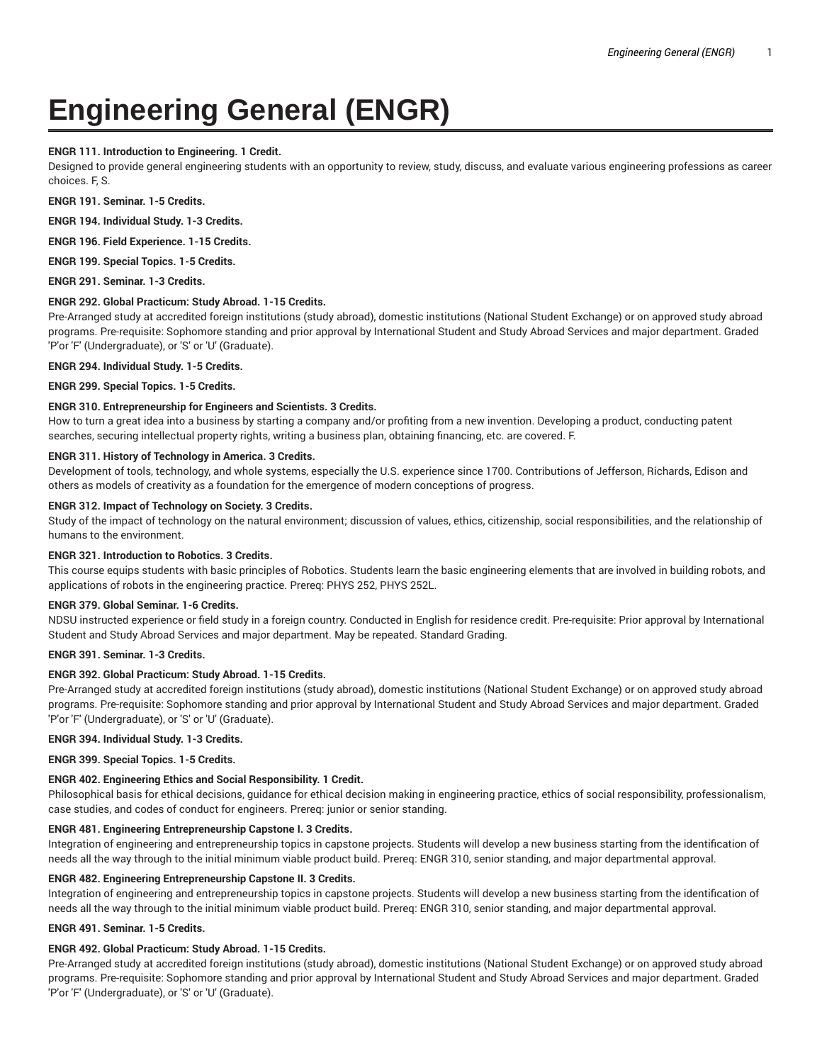# Engineering General (ENGR)

**ENGR 111. Introduction to Engineering. 1 Credit.**
Designed to provide general engineering students with an opportunity to review, study, discuss, and evaluate various engineering professions as career choices. F, S.

**ENGR 191. Seminar. 1-5 Credits.**

**ENGR 194. Individual Study. 1-3 Credits.**

**ENGR 196. Field Experience. 1-15 Credits.**

**ENGR 199. Special Topics. 1-5 Credits.**

**ENGR 291. Seminar. 1-3 Credits.**

**ENGR 292. Global Practicum: Study Abroad. 1-15 Credits.**
Pre-Arranged study at accredited foreign institutions (study abroad), domestic institutions (National Student Exchange) or on approved study abroad programs. Pre-requisite: Sophomore standing and prior approval by International Student and Study Abroad Services and major department. Graded 'P'or 'F' (Undergraduate), or 'S' or 'U' (Graduate).

**ENGR 294. Individual Study. 1-5 Credits.**

**ENGR 299. Special Topics. 1-5 Credits.**

**ENGR 310. Entrepreneurship for Engineers and Scientists. 3 Credits.**
How to turn a great idea into a business by starting a company and/or profiting from a new invention. Developing a product, conducting patent searches, securing intellectual property rights, writing a business plan, obtaining financing, etc. are covered. F.

**ENGR 311. History of Technology in America. 3 Credits.**
Development of tools, technology, and whole systems, especially the U.S. experience since 1700. Contributions of Jefferson, Richards, Edison and others as models of creativity as a foundation for the emergence of modern conceptions of progress.

**ENGR 312. Impact of Technology on Society. 3 Credits.**
Study of the impact of technology on the natural environment; discussion of values, ethics, citizenship, social responsibilities, and the relationship of humans to the environment.

**ENGR 321. Introduction to Robotics. 3 Credits.**
This course equips students with basic principles of Robotics. Students learn the basic engineering elements that are involved in building robots, and applications of robots in the engineering practice. Prereq: PHYS 252, PHYS 252L.

**ENGR 379. Global Seminar. 1-6 Credits.**
NDSU instructed experience or field study in a foreign country. Conducted in English for residence credit. Pre-requisite: Prior approval by International Student and Study Abroad Services and major department. May be repeated. Standard Grading.

**ENGR 391. Seminar. 1-3 Credits.**

**ENGR 392. Global Practicum: Study Abroad. 1-15 Credits.**
Pre-Arranged study at accredited foreign institutions (study abroad), domestic institutions (National Student Exchange) or on approved study abroad programs. Pre-requisite: Sophomore standing and prior approval by International Student and Study Abroad Services and major department. Graded 'P'or 'F' (Undergraduate), or 'S' or 'U' (Graduate).

**ENGR 394. Individual Study. 1-3 Credits.**

**ENGR 399. Special Topics. 1-5 Credits.**

**ENGR 402. Engineering Ethics and Social Responsibility. 1 Credit.**
Philosophical basis for ethical decisions, guidance for ethical decision making in engineering practice, ethics of social responsibility, professionalism, case studies, and codes of conduct for engineers. Prereq: junior or senior standing.

**ENGR 481. Engineering Entrepreneurship Capstone I. 3 Credits.**
Integration of engineering and entrepreneurship topics in capstone projects. Students will develop a new business starting from the identification of needs all the way through to the initial minimum viable product build. Prereq: ENGR 310, senior standing, and major departmental approval.

**ENGR 482. Engineering Entrepreneurship Capstone II. 3 Credits.**
Integration of engineering and entrepreneurship topics in capstone projects. Students will develop a new business starting from the identification of needs all the way through to the initial minimum viable product build. Prereq: ENGR 310, senior standing, and major departmental approval.

**ENGR 491. Seminar. 1-5 Credits.**

**ENGR 492. Global Practicum: Study Abroad. 1-15 Credits.**
Pre-Arranged study at accredited foreign institutions (study abroad), domestic institutions (National Student Exchange) or on approved study abroad programs. Pre-requisite: Sophomore standing and prior approval by International Student and Study Abroad Services and major department. Graded 'P'or 'F' (Undergraduate), or 'S' or 'U' (Graduate).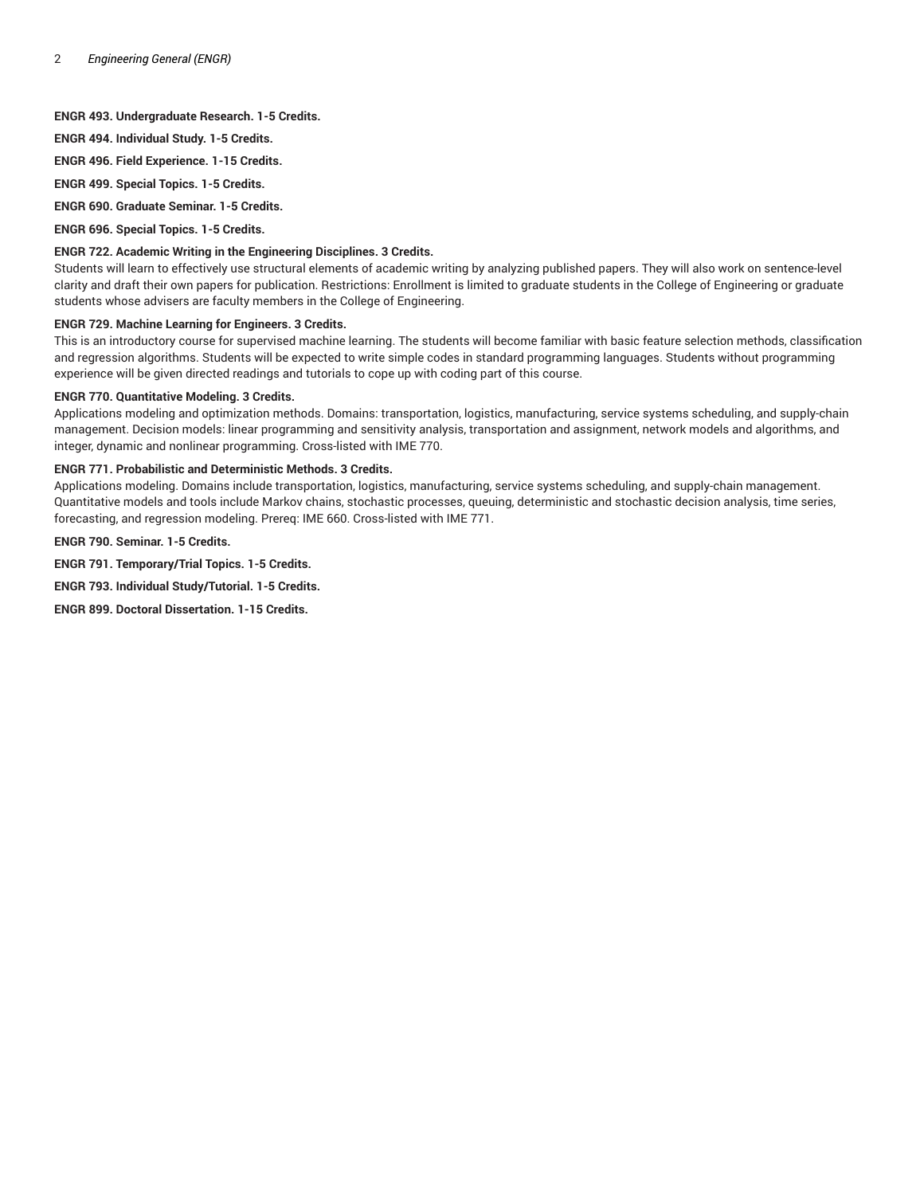**ENGR 493. Undergraduate Research. 1-5 Credits.**

**ENGR 494. Individual Study. 1-5 Credits.**

**ENGR 496. Field Experience. 1-15 Credits.**

**ENGR 499. Special Topics. 1-5 Credits.**

**ENGR 690. Graduate Seminar. 1-5 Credits.**

**ENGR 696. Special Topics. 1-5 Credits.**

**ENGR 722. Academic Writing in the Engineering Disciplines. 3 Credits.**
Students will learn to effectively use structural elements of academic writing by analyzing published papers. They will also work on sentence-level clarity and draft their own papers for publication. Restrictions: Enrollment is limited to graduate students in the College of Engineering or graduate students whose advisers are faculty members in the College of Engineering.

**ENGR 729. Machine Learning for Engineers. 3 Credits.**
This is an introductory course for supervised machine learning. The students will become familiar with basic feature selection methods, classification and regression algorithms. Students will be expected to write simple codes in standard programming languages. Students without programming experience will be given directed readings and tutorials to cope up with coding part of this course.

**ENGR 770. Quantitative Modeling. 3 Credits.**
Applications modeling and optimization methods. Domains: transportation, logistics, manufacturing, service systems scheduling, and supply-chain management. Decision models: linear programming and sensitivity analysis, transportation and assignment, network models and algorithms, and integer, dynamic and nonlinear programming. Cross-listed with IME 770.

**ENGR 771. Probabilistic and Deterministic Methods. 3 Credits.**
Applications modeling. Domains include transportation, logistics, manufacturing, service systems scheduling, and supply-chain management. Quantitative models and tools include Markov chains, stochastic processes, queuing, deterministic and stochastic decision analysis, time series, forecasting, and regression modeling. Prereq: IME 660. Cross-listed with IME 771.

**ENGR 790. Seminar. 1-5 Credits.**

**ENGR 791. Temporary/Trial Topics. 1-5 Credits.**

**ENGR 793. Individual Study/Tutorial. 1-5 Credits.**

**ENGR 899. Doctoral Dissertation. 1-15 Credits.**